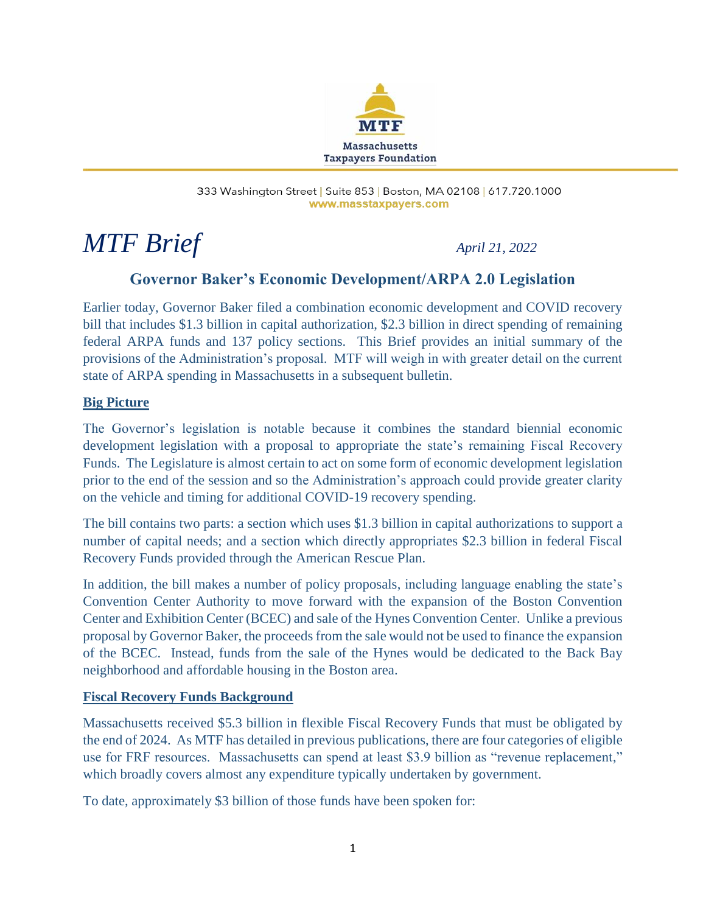Massachusetts Taxpayers Foundation

333 Washington Street | Suite 853 | Boston, MA 02108 | 617.720.1000
www.masstaxpayers.com

# *MTF Brief*

*April 21, 2022*

## Governor Baker's Economic Development/ARPA 2.0 Legislation

Earlier today, Governor Baker filed a combination economic development and COVID recovery bill that includes $1.3 billion in capital authorization, $2.3 billion in direct spending of remaining federal ARPA funds and 137 policy sections. This Brief provides an initial summary of the provisions of the Administration's proposal. MTF will weigh in with greater detail on the current state of ARPA spending in Massachusetts in a subsequent bulletin.

### Big Picture

The Governor's legislation is notable because it combines the standard biennial economic development legislation with a proposal to appropriate the state's remaining Fiscal Recovery Funds. The Legislature is almost certain to act on some form of economic development legislation prior to the end of the session and so the Administration's approach could provide greater clarity on the vehicle and timing for additional COVID-19 recovery spending.

The bill contains two parts: a section which uses $1.3 billion in capital authorizations to support a number of capital needs; and a section which directly appropriates $2.3 billion in federal Fiscal Recovery Funds provided through the American Rescue Plan.

In addition, the bill makes a number of policy proposals, including language enabling the state's Convention Center Authority to move forward with the expansion of the Boston Convention Center and Exhibition Center (BCEC) and sale of the Hynes Convention Center. Unlike a previous proposal by Governor Baker, the proceeds from the sale would not be used to finance the expansion of the BCEC. Instead, funds from the sale of the Hynes would be dedicated to the Back Bay neighborhood and affordable housing in the Boston area.

### Fiscal Recovery Funds Background

Massachusetts received $5.3 billion in flexible Fiscal Recovery Funds that must be obligated by the end of 2024. As MTF has detailed in previous publications, there are four categories of eligible use for FRF resources. Massachusetts can spend at least $3.9 billion as "revenue replacement," which broadly covers almost any expenditure typically undertaken by government.

To date, approximately $3 billion of those funds have been spoken for: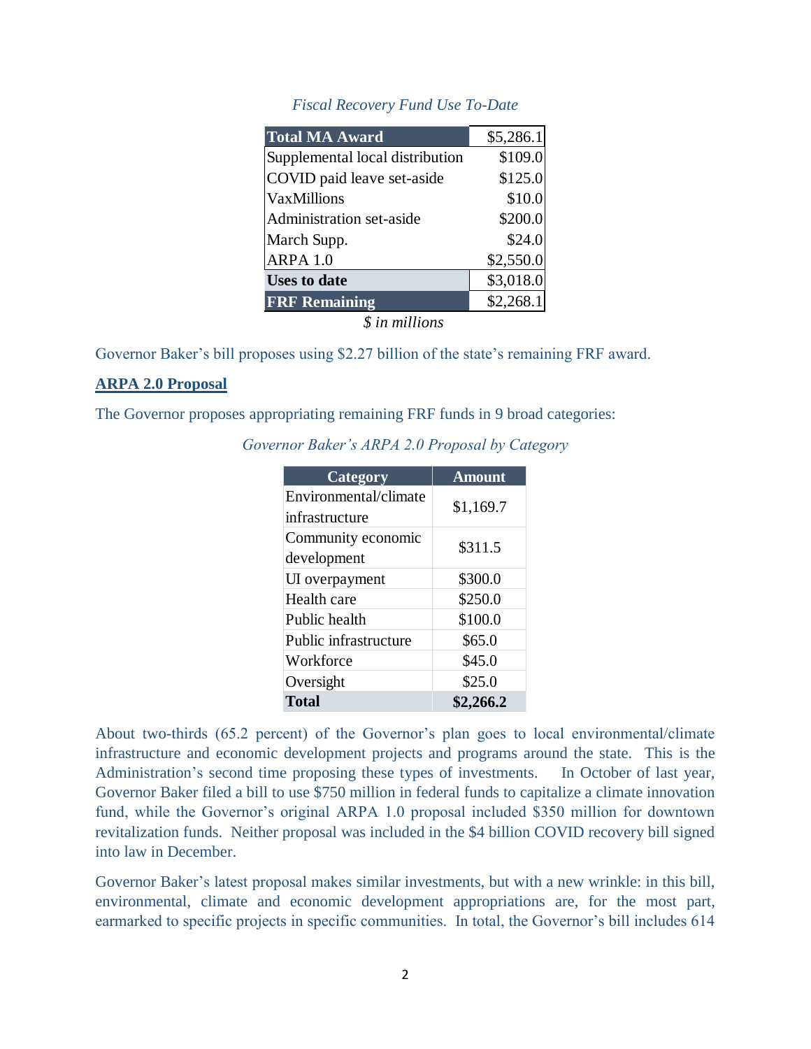*Fiscal Recovery Fund Use To-Date*

| Total MA Award | $5,286.1 |
|---|---|
| Supplemental local distribution | $109.0 |
| COVID paid leave set-aside | $125.0 |
| VaxMillions | $10.0 |
| Administration set-aside | $200.0 |
| March Supp. | $24.0 |
| ARPA 1.0 | $2,550.0 |
| **Uses to date** | $3,018.0 |
| **FRF Remaining** | $2,268.1 |

*$ in millions*

Governor Baker's bill proposes using $2.27 billion of the state's remaining FRF award.

## ARPA 2.0 Proposal

The Governor proposes appropriating remaining FRF funds in 9 broad categories:

*Governor Baker's ARPA 2.0 Proposal by Category*

| Category | Amount |
|---|---|
| Environmental/climate infrastructure | $1,169.7 |
| Community economic development | $311.5 |
| UI overpayment | $300.0 |
| Health care | $250.0 |
| Public health | $100.0 |
| Public infrastructure | $65.0 |
| Workforce | $45.0 |
| Oversight | $25.0 |
| **Total** | **$2,266.2** |

About two-thirds (65.2 percent) of the Governor's plan goes to local environmental/climate infrastructure and economic development projects and programs around the state. This is the Administration's second time proposing these types of investments. In October of last year, Governor Baker filed a bill to use $750 million in federal funds to capitalize a climate innovation fund, while the Governor's original ARPA 1.0 proposal included $350 million for downtown revitalization funds. Neither proposal was included in the $4 billion COVID recovery bill signed into law in December.

Governor Baker's latest proposal makes similar investments, but with a new wrinkle: in this bill, environmental, climate and economic development appropriations are, for the most part, earmarked to specific projects in specific communities. In total, the Governor's bill includes 614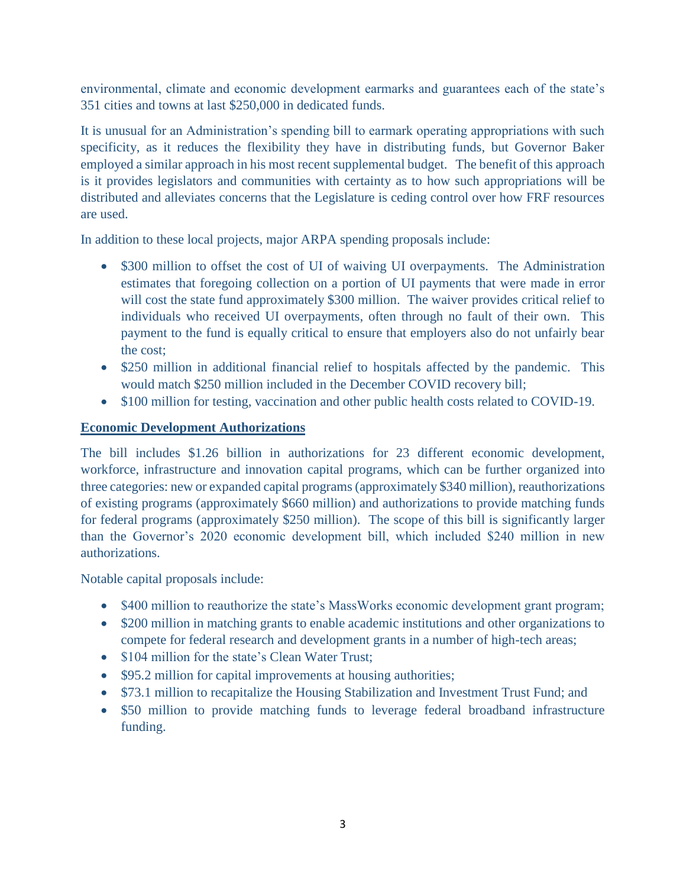environmental, climate and economic development earmarks and guarantees each of the state's 351 cities and towns at last $250,000 in dedicated funds.

It is unusual for an Administration's spending bill to earmark operating appropriations with such specificity, as it reduces the flexibility they have in distributing funds, but Governor Baker employed a similar approach in his most recent supplemental budget. The benefit of this approach is it provides legislators and communities with certainty as to how such appropriations will be distributed and alleviates concerns that the Legislature is ceding control over how FRF resources are used.

In addition to these local projects, major ARPA spending proposals include:

- $300 million to offset the cost of UI of waiving UI overpayments. The Administration estimates that foregoing collection on a portion of UI payments that were made in error will cost the state fund approximately $300 million. The waiver provides critical relief to individuals who received UI overpayments, often through no fault of their own. This payment to the fund is equally critical to ensure that employers also do not unfairly bear the cost;
- $250 million in additional financial relief to hospitals affected by the pandemic. This would match $250 million included in the December COVID recovery bill;
- $100 million for testing, vaccination and other public health costs related to COVID-19.

## Economic Development Authorizations

The bill includes $1.26 billion in authorizations for 23 different economic development, workforce, infrastructure and innovation capital programs, which can be further organized into three categories: new or expanded capital programs (approximately $340 million), reauthorizations of existing programs (approximately $660 million) and authorizations to provide matching funds for federal programs (approximately $250 million). The scope of this bill is significantly larger than the Governor's 2020 economic development bill, which included $240 million in new authorizations.

Notable capital proposals include:

- $400 million to reauthorize the state's MassWorks economic development grant program;
- $200 million in matching grants to enable academic institutions and other organizations to compete for federal research and development grants in a number of high-tech areas;
- $104 million for the state's Clean Water Trust;
- $95.2 million for capital improvements at housing authorities;
- $73.1 million to recapitalize the Housing Stabilization and Investment Trust Fund; and
- $50 million to provide matching funds to leverage federal broadband infrastructure funding.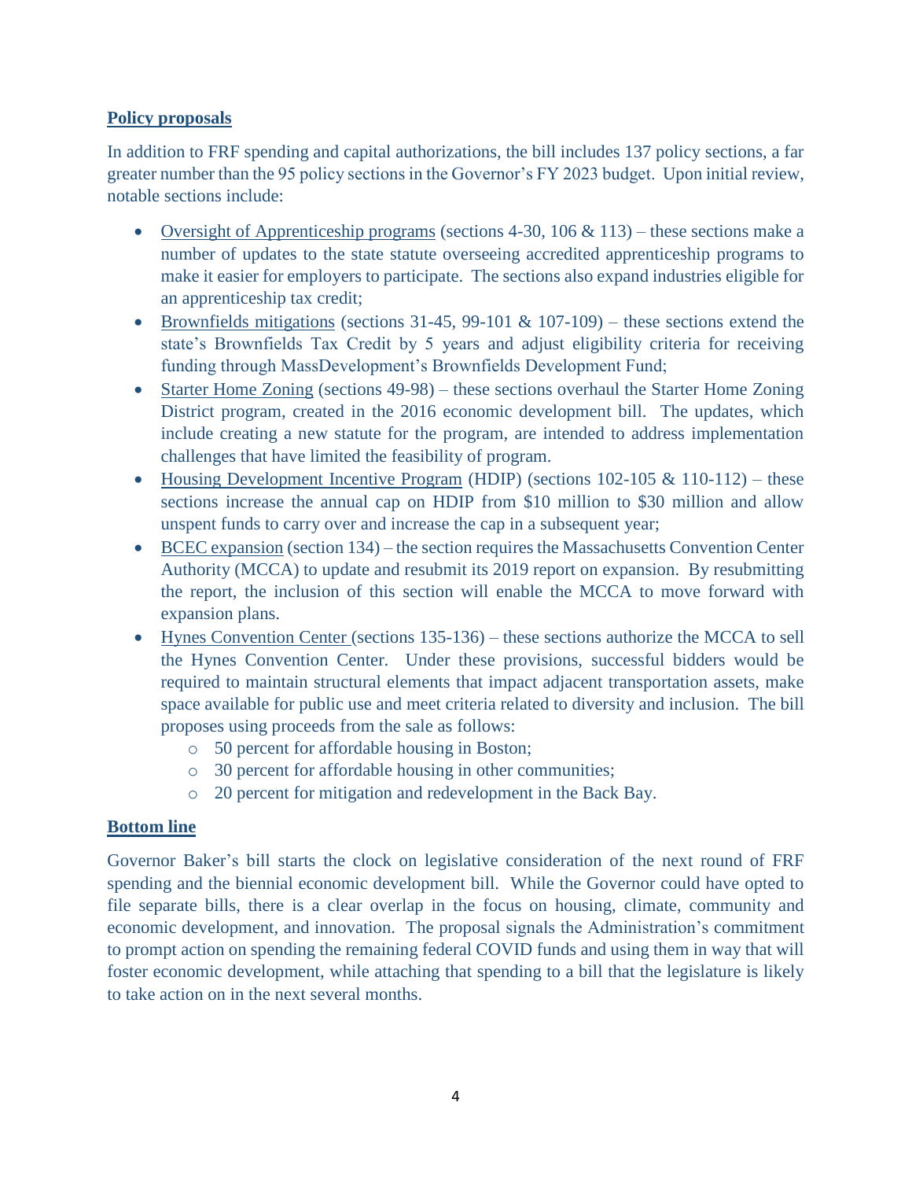## Policy proposals

In addition to FRF spending and capital authorizations, the bill includes 137 policy sections, a far greater number than the 95 policy sections in the Governor's FY 2023 budget. Upon initial review, notable sections include:

- Oversight of Apprenticeship programs (sections 4-30, 106 & 113) – these sections make a number of updates to the state statute overseeing accredited apprenticeship programs to make it easier for employers to participate. The sections also expand industries eligible for an apprenticeship tax credit;
- Brownfields mitigations (sections 31-45, 99-101 & 107-109) – these sections extend the state's Brownfields Tax Credit by 5 years and adjust eligibility criteria for receiving funding through MassDevelopment's Brownfields Development Fund;
- Starter Home Zoning (sections 49-98) – these sections overhaul the Starter Home Zoning District program, created in the 2016 economic development bill. The updates, which include creating a new statute for the program, are intended to address implementation challenges that have limited the feasibility of program.
- Housing Development Incentive Program (HDIP) (sections 102-105 & 110-112) – these sections increase the annual cap on HDIP from \$10 million to \$30 million and allow unspent funds to carry over and increase the cap in a subsequent year;
- BCEC expansion (section 134) – the section requires the Massachusetts Convention Center Authority (MCCA) to update and resubmit its 2019 report on expansion. By resubmitting the report, the inclusion of this section will enable the MCCA to move forward with expansion plans.
- Hynes Convention Center (sections 135-136) – these sections authorize the MCCA to sell the Hynes Convention Center. Under these provisions, successful bidders would be required to maintain structural elements that impact adjacent transportation assets, make space available for public use and meet criteria related to diversity and inclusion. The bill proposes using proceeds from the sale as follows:
  - 50 percent for affordable housing in Boston;
  - 30 percent for affordable housing in other communities;
  - 20 percent for mitigation and redevelopment in the Back Bay.

## Bottom line

Governor Baker's bill starts the clock on legislative consideration of the next round of FRF spending and the biennial economic development bill. While the Governor could have opted to file separate bills, there is a clear overlap in the focus on housing, climate, community and economic development, and innovation. The proposal signals the Administration's commitment to prompt action on spending the remaining federal COVID funds and using them in way that will foster economic development, while attaching that spending to a bill that the legislature is likely to take action on in the next several months.